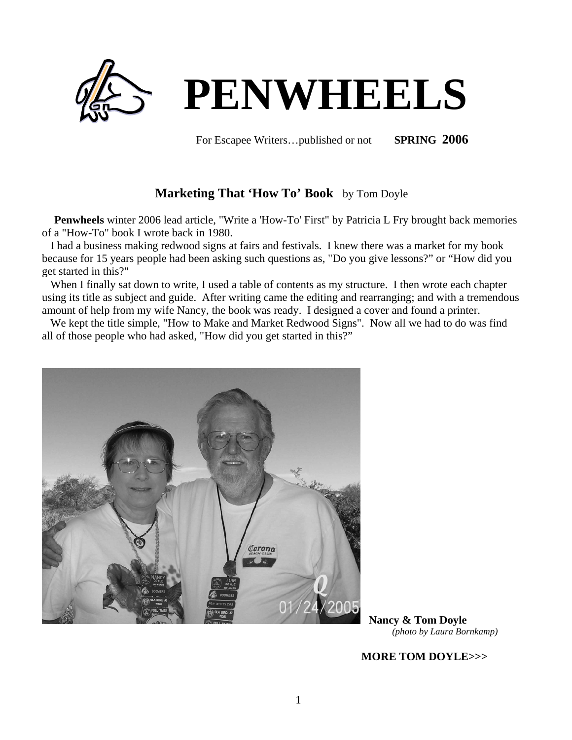# PENWHEELS

For Escapee Writers…published or not **SPRING 2006**

## Marketing That 'How To' Book by Tom Doyle

**Penwheels** winter 2006 lead article, "Write a 'How-To' First" by Patricia L Fry brought back memories of a "How-To" book I wrote back in 1980.

I had a business making redwood signs at fairs and festivals. I knew there was a market for my book because for 15 years people had been asking such questions as, "Do you give lessons?" or "How did you get started in this?"

When I finally sat down to write, I used a table of contents as my structure. I then wrote each chapter using its title as subject and guide. After writing came the editing and rearranging; and with a tremendous amount of help from my wife Nancy, the book was ready. I designed a cover and found a printer.

We kept the title simple, "How to Make and Market Redwood Signs". Now all we had to do was find all of those people who had asked, "How did you get started in this?"

**Nancy & Tom Doyle**
*(photo by Laura Bornkamp)*

**MORE TOM DOYLE>>>**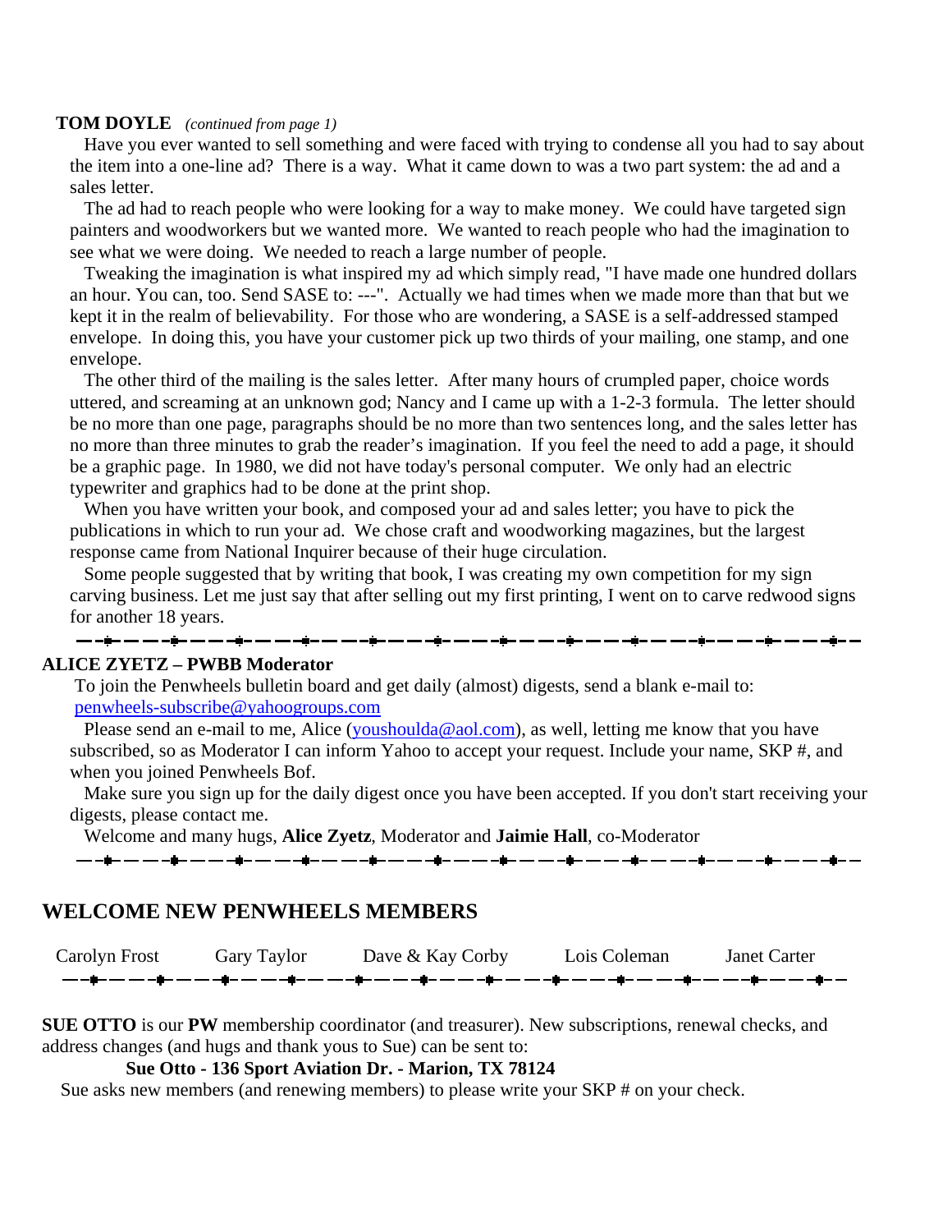**TOM DOYLE** *(continued from page 1)*

Have you ever wanted to sell something and were faced with trying to condense all you had to say about the item into a one-line ad? There is a way. What it came down to was a two part system: the ad and a sales letter.

The ad had to reach people who were looking for a way to make money. We could have targeted sign painters and woodworkers but we wanted more. We wanted to reach people who had the imagination to see what we were doing. We needed to reach a large number of people.

Tweaking the imagination is what inspired my ad which simply read, "I have made one hundred dollars an hour. You can, too. Send SASE to: ---". Actually we had times when we made more than that but we kept it in the realm of believability. For those who are wondering, a SASE is a self-addressed stamped envelope. In doing this, you have your customer pick up two thirds of your mailing, one stamp, and one envelope.

The other third of the mailing is the sales letter. After many hours of crumpled paper, choice words uttered, and screaming at an unknown god; Nancy and I came up with a 1-2-3 formula. The letter should be no more than one page, paragraphs should be no more than two sentences long, and the sales letter has no more than three minutes to grab the reader's imagination. If you feel the need to add a page, it should be a graphic page. In 1980, we did not have today's personal computer. We only had an electric typewriter and graphics had to be done at the print shop.

When you have written your book, and composed your ad and sales letter; you have to pick the publications in which to run your ad. We chose craft and woodworking magazines, but the largest response came from National Inquirer because of their huge circulation.

Some people suggested that by writing that book, I was creating my own competition for my sign carving business. Let me just say that after selling out my first printing, I went on to carve redwood signs for another 18 years.

---

**ALICE ZYETZ – PWBB Moderator**

To join the Penwheels bulletin board and get daily (almost) digests, send a blank e-mail to: penwheels-subscribe@yahoogroups.com

Please send an e-mail to me, Alice (youshoulda@aol.com), as well, letting me know that you have subscribed, so as Moderator I can inform Yahoo to accept your request. Include your name, SKP #, and when you joined Penwheels Bof.

Make sure you sign up for the daily digest once you have been accepted. If you don't start receiving your digests, please contact me.

Welcome and many hugs, **Alice Zyetz**, Moderator and **Jaimie Hall**, co-Moderator

---

## WELCOME NEW PENWHEELS MEMBERS

Carolyn Frost     Gary Taylor     Dave & Kay Corby     Lois Coleman     Janet Carter

---

**SUE OTTO** is our **PW** membership coordinator (and treasurer). New subscriptions, renewal checks, and address changes (and hugs and thank yous to Sue) can be sent to:

**Sue Otto - 136 Sport Aviation Dr. - Marion, TX 78124**

Sue asks new members (and renewing members) to please write your SKP # on your check.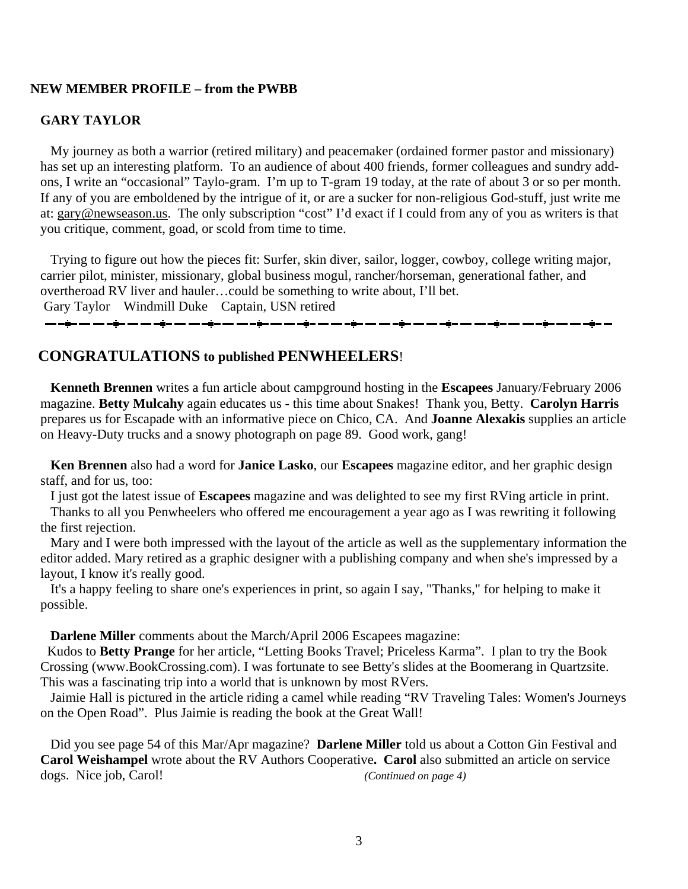**NEW MEMBER PROFILE – from the PWBB**

**GARY TAYLOR**

My journey as both a warrior (retired military) and peacemaker (ordained former pastor and missionary) has set up an interesting platform. To an audience of about 400 friends, former colleagues and sundry add-ons, I write an "occasional" Taylo-gram. I'm up to T-gram 19 today, at the rate of about 3 or so per month. If any of you are emboldened by the intrigue of it, or are a sucker for non-religious God-stuff, just write me at: gary@newseason.us. The only subscription "cost" I'd exact if I could from any of you as writers is that you critique, comment, goad, or scold from time to time.

Trying to figure out how the pieces fit: Surfer, skin diver, sailor, logger, cowboy, college writing major, carrier pilot, minister, missionary, global business mogul, rancher/horseman, generational father, and overtheroad RV liver and hauler…could be something to write about, I'll bet.

Gary Taylor Windmill Duke Captain, USN retired

---

## CONGRATULATIONS to published PENWHEELERS!

**Kenneth Brennen** writes a fun article about campground hosting in the **Escapees** January/February 2006 magazine. **Betty Mulcahy** again educates us - this time about Snakes! Thank you, Betty. **Carolyn Harris** prepares us for Escapade with an informative piece on Chico, CA. And **Joanne Alexakis** supplies an article on Heavy-Duty trucks and a snowy photograph on page 89. Good work, gang!

**Ken Brennen** also had a word for **Janice Lasko**, our **Escapees** magazine editor, and her graphic design staff, and for us, too:

I just got the latest issue of **Escapees** magazine and was delighted to see my first RVing article in print.

Thanks to all you Penwheelers who offered me encouragement a year ago as I was rewriting it following the first rejection.

Mary and I were both impressed with the layout of the article as well as the supplementary information the editor added. Mary retired as a graphic designer with a publishing company and when she's impressed by a layout, I know it's really good.

It's a happy feeling to share one's experiences in print, so again I say, "Thanks," for helping to make it possible.

**Darlene Miller** comments about the March/April 2006 Escapees magazine:

Kudos to **Betty Prange** for her article, "Letting Books Travel; Priceless Karma". I plan to try the Book Crossing (www.BookCrossing.com). I was fortunate to see Betty's slides at the Boomerang in Quartzsite. This was a fascinating trip into a world that is unknown by most RVers.

Jaimie Hall is pictured in the article riding a camel while reading "RV Traveling Tales: Women's Journeys on the Open Road". Plus Jaimie is reading the book at the Great Wall!

Did you see page 54 of this Mar/Apr magazine? **Darlene Miller** told us about a Cotton Gin Festival and **Carol Weishampel** wrote about the RV Authors Cooperative**. Carol** also submitted an article on service dogs. Nice job, Carol! *(Continued on page 4)*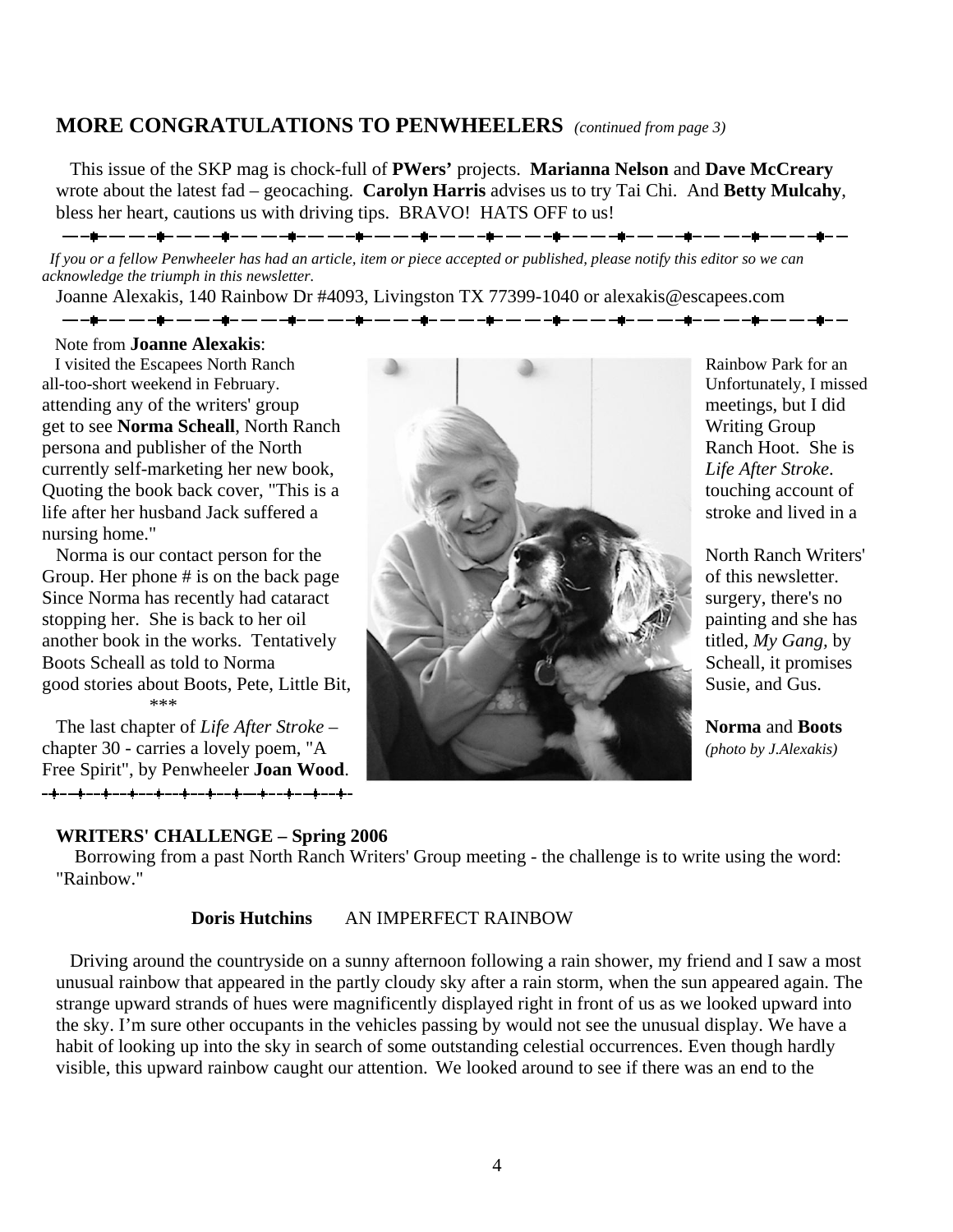## MORE CONGRATULATIONS TO PENWHEELERS *(continued from page 3)*

This issue of the SKP mag is chock-full of **PWers'** projects. **Marianna Nelson** and **Dave McCreary** wrote about the latest fad – geocaching. **Carolyn Harris** advises us to try Tai Chi. And **Betty Mulcahy**, bless her heart, cautions us with driving tips. BRAVO! HATS OFF to us!

*If you or a fellow Penwheeler has had an article, item or piece accepted or published, please notify this editor so we can acknowledge the triumph in this newsletter.*

Joanne Alexakis, 140 Rainbow Dr #4093, Livingston TX 77399-1040 or alexakis@escapees.com

Note from **Joanne Alexakis**:

I visited the Escapees North Ranch Rainbow Park for an all-too-short weekend in February. Unfortunately, I missed attending any of the writers' group meetings, but I did get to see **Norma Scheall**, North Ranch Writing Group persona and publisher of the North Ranch Hoot. She is currently self-marketing her new book, *Life After Stroke*. Quoting the book back cover, "This is a touching account of life after her husband Jack suffered a stroke and lived in a nursing home."

Norma is our contact person for the North Ranch Writers' Group. Her phone # is on the back page of this newsletter. Since Norma has recently had cataract surgery, there's no stopping her. She is back to her oil painting and she has another book in the works. Tentatively titled, *My Gang*, by Boots Scheall as told to Norma Scheall, it promises good stories about Boots, Pete, Little Bit, Susie, and Gus.

\*\*\*

The last chapter of *Life After Stroke* – chapter 30 - carries a lovely poem, "A Free Spirit", by Penwheeler **Joan Wood**.

**Norma** and **Boots**
*(photo by J.Alexakis)*

### WRITERS' CHALLENGE – Spring 2006

Borrowing from a past North Ranch Writers' Group meeting - the challenge is to write using the word: "Rainbow."

**Doris Hutchins** AN IMPERFECT RAINBOW

Driving around the countryside on a sunny afternoon following a rain shower, my friend and I saw a most unusual rainbow that appeared in the partly cloudy sky after a rain storm, when the sun appeared again. The strange upward strands of hues were magnificently displayed right in front of us as we looked upward into the sky. I'm sure other occupants in the vehicles passing by would not see the unusual display. We have a habit of looking up into the sky in search of some outstanding celestial occurrences. Even though hardly visible, this upward rainbow caught our attention. We looked around to see if there was an end to the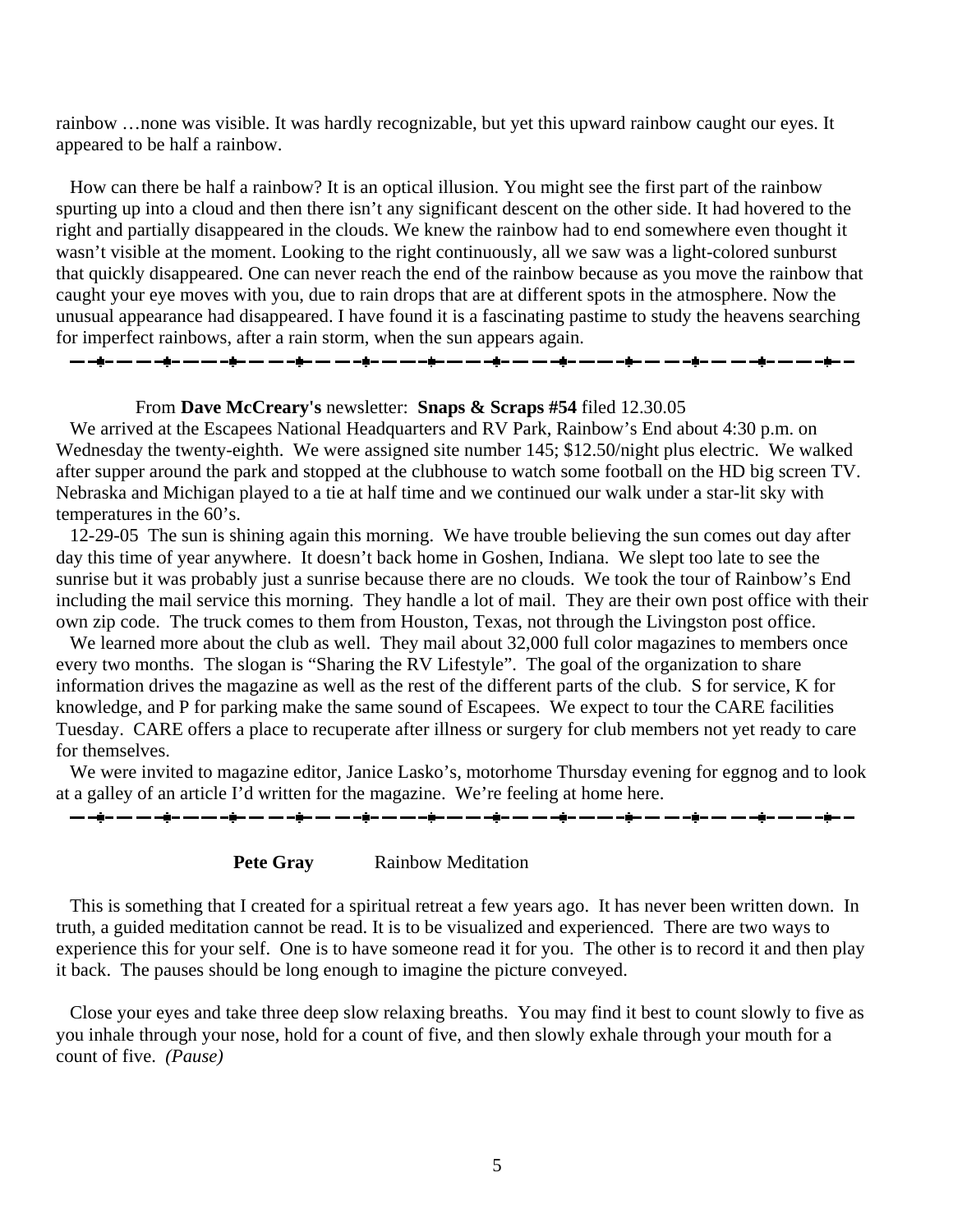rainbow …none was visible. It was hardly recognizable, but yet this upward rainbow caught our eyes. It appeared to be half a rainbow.

How can there be half a rainbow? It is an optical illusion. You might see the first part of the rainbow spurting up into a cloud and then there isn't any significant descent on the other side. It had hovered to the right and partially disappeared in the clouds. We knew the rainbow had to end somewhere even thought it wasn't visible at the moment. Looking to the right continuously, all we saw was a light-colored sunburst that quickly disappeared. One can never reach the end of the rainbow because as you move the rainbow that caught your eye moves with you, due to rain drops that are at different spots in the atmosphere. Now the unusual appearance had disappeared. I have found it is a fascinating pastime to study the heavens searching for imperfect rainbows, after a rain storm, when the sun appears again.

---

From **Dave McCreary's** newsletter: **Snaps & Scraps #54** filed 12.30.05

We arrived at the Escapees National Headquarters and RV Park, Rainbow's End about 4:30 p.m. on Wednesday the twenty-eighth. We were assigned site number 145; $12.50/night plus electric. We walked after supper around the park and stopped at the clubhouse to watch some football on the HD big screen TV. Nebraska and Michigan played to a tie at half time and we continued our walk under a star-lit sky with temperatures in the 60's.

12-29-05 The sun is shining again this morning. We have trouble believing the sun comes out day after day this time of year anywhere. It doesn't back home in Goshen, Indiana. We slept too late to see the sunrise but it was probably just a sunrise because there are no clouds. We took the tour of Rainbow's End including the mail service this morning. They handle a lot of mail. They are their own post office with their own zip code. The truck comes to them from Houston, Texas, not through the Livingston post office.

We learned more about the club as well. They mail about 32,000 full color magazines to members once every two months. The slogan is "Sharing the RV Lifestyle". The goal of the organization to share information drives the magazine as well as the rest of the different parts of the club. S for service, K for knowledge, and P for parking make the same sound of Escapees. We expect to tour the CARE facilities Tuesday. CARE offers a place to recuperate after illness or surgery for club members not yet ready to care for themselves.

We were invited to magazine editor, Janice Lasko's, motorhome Thursday evening for eggnog and to look at a galley of an article I'd written for the magazine. We're feeling at home here.

---

**Pete Gray** Rainbow Meditation

This is something that I created for a spiritual retreat a few years ago. It has never been written down. In truth, a guided meditation cannot be read. It is to be visualized and experienced. There are two ways to experience this for your self. One is to have someone read it for you. The other is to record it and then play it back. The pauses should be long enough to imagine the picture conveyed.

Close your eyes and take three deep slow relaxing breaths. You may find it best to count slowly to five as you inhale through your nose, hold for a count of five, and then slowly exhale through your mouth for a count of five. *(Pause)*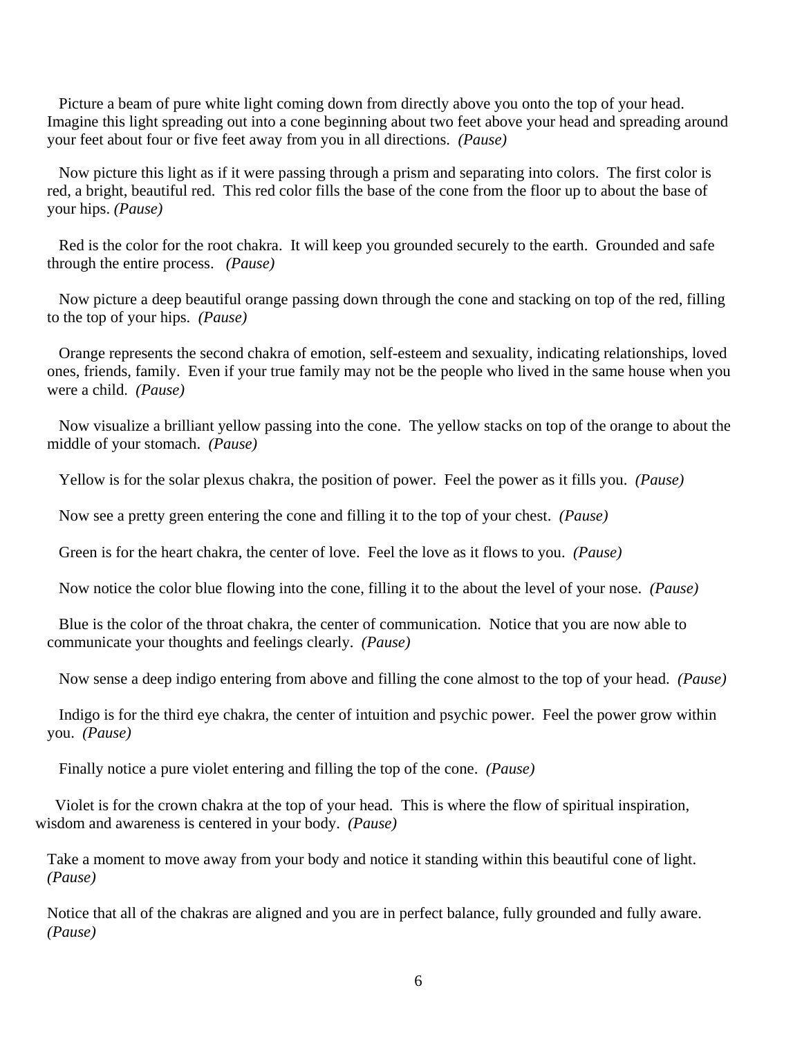Picture a beam of pure white light coming down from directly above you onto the top of your head. Imagine this light spreading out into a cone beginning about two feet above your head and spreading around your feet about four or five feet away from you in all directions. *(Pause)*

Now picture this light as if it were passing through a prism and separating into colors. The first color is red, a bright, beautiful red. This red color fills the base of the cone from the floor up to about the base of your hips. *(Pause)*

Red is the color for the root chakra. It will keep you grounded securely to the earth. Grounded and safe through the entire process. *(Pause)*

Now picture a deep beautiful orange passing down through the cone and stacking on top of the red, filling to the top of your hips. *(Pause)*

Orange represents the second chakra of emotion, self-esteem and sexuality, indicating relationships, loved ones, friends, family. Even if your true family may not be the people who lived in the same house when you were a child. *(Pause)*

Now visualize a brilliant yellow passing into the cone. The yellow stacks on top of the orange to about the middle of your stomach. *(Pause)*

Yellow is for the solar plexus chakra, the position of power. Feel the power as it fills you. *(Pause)*

Now see a pretty green entering the cone and filling it to the top of your chest. *(Pause)*

Green is for the heart chakra, the center of love. Feel the love as it flows to you. *(Pause)*

Now notice the color blue flowing into the cone, filling it to the about the level of your nose. *(Pause)*

Blue is the color of the throat chakra, the center of communication. Notice that you are now able to communicate your thoughts and feelings clearly. *(Pause)*

Now sense a deep indigo entering from above and filling the cone almost to the top of your head. *(Pause)*

Indigo is for the third eye chakra, the center of intuition and psychic power. Feel the power grow within you. *(Pause)*

Finally notice a pure violet entering and filling the top of the cone. *(Pause)*

Violet is for the crown chakra at the top of your head. This is where the flow of spiritual inspiration, wisdom and awareness is centered in your body. *(Pause)*

Take a moment to move away from your body and notice it standing within this beautiful cone of light. *(Pause)*

Notice that all of the chakras are aligned and you are in perfect balance, fully grounded and fully aware. *(Pause)*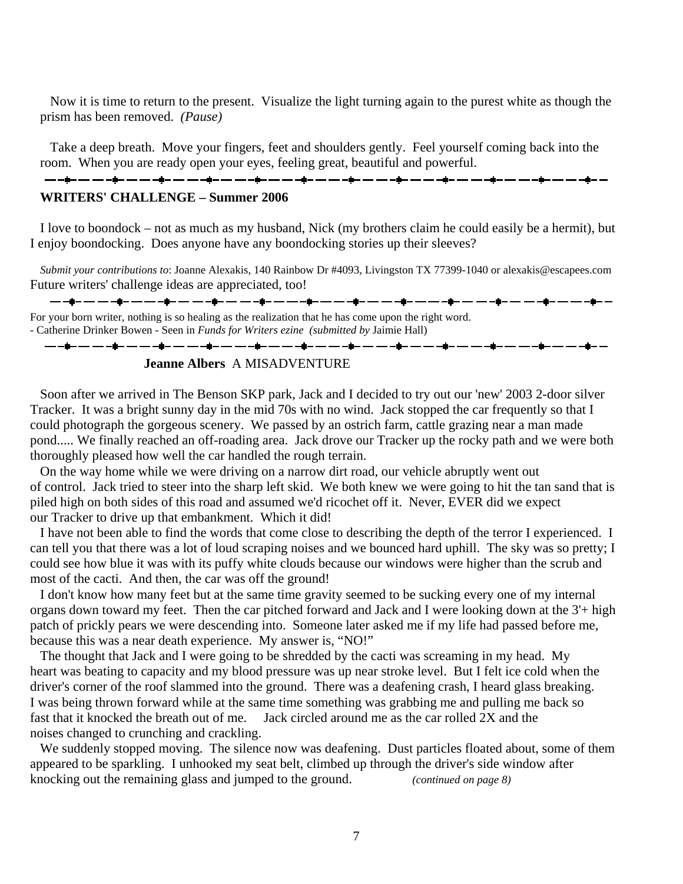Now it is time to return to the present. Visualize the light turning again to the purest white as though the prism has been removed. *(Pause)*

Take a deep breath. Move your fingers, feet and shoulders gently. Feel yourself coming back into the room. When you are ready open your eyes, feeling great, beautiful and powerful.

---

## WRITERS' CHALLENGE – Summer 2006

I love to boondock – not as much as my husband, Nick (my brothers claim he could easily be a hermit), but I enjoy boondocking. Does anyone have any boondocking stories up their sleeves?

*Submit your contributions to*: Joanne Alexakis, 140 Rainbow Dr #4093, Livingston TX 77399-1040 or alexakis@escapees.com
Future writers' challenge ideas are appreciated, too!

---

For your born writer, nothing is so healing as the realization that he has come upon the right word.
- Catherine Drinker Bowen - Seen in *Funds for Writers ezine* *(submitted by* Jaimie Hall)

---

## **Jeanne Albers** A MISADVENTURE

Soon after we arrived in The Benson SKP park, Jack and I decided to try out our 'new' 2003 2-door silver Tracker. It was a bright sunny day in the mid 70s with no wind. Jack stopped the car frequently so that I could photograph the gorgeous scenery. We passed by an ostrich farm, cattle grazing near a man made pond..... We finally reached an off-roading area. Jack drove our Tracker up the rocky path and we were both thoroughly pleased how well the car handled the rough terrain.

On the way home while we were driving on a narrow dirt road, our vehicle abruptly went out of control. Jack tried to steer into the sharp left skid. We both knew we were going to hit the tan sand that is piled high on both sides of this road and assumed we'd ricochet off it. Never, EVER did we expect our Tracker to drive up that embankment. Which it did!

I have not been able to find the words that come close to describing the depth of the terror I experienced. I can tell you that there was a lot of loud scraping noises and we bounced hard uphill. The sky was so pretty; I could see how blue it was with its puffy white clouds because our windows were higher than the scrub and most of the cacti. And then, the car was off the ground!

I don't know how many feet but at the same time gravity seemed to be sucking every one of my internal organs down toward my feet. Then the car pitched forward and Jack and I were looking down at the 3'+ high patch of prickly pears we were descending into. Someone later asked me if my life had passed before me, because this was a near death experience. My answer is, "NO!"

The thought that Jack and I were going to be shredded by the cacti was screaming in my head. My heart was beating to capacity and my blood pressure was up near stroke level. But I felt ice cold when the driver's corner of the roof slammed into the ground. There was a deafening crash, I heard glass breaking. I was being thrown forward while at the same time something was grabbing me and pulling me back so fast that it knocked the breath out of me. Jack circled around me as the car rolled 2X and the noises changed to crunching and crackling.

We suddenly stopped moving. The silence now was deafening. Dust particles floated about, some of them appeared to be sparkling. I unhooked my seat belt, climbed up through the driver's side window after knocking out the remaining glass and jumped to the ground. *(continued on page 8)*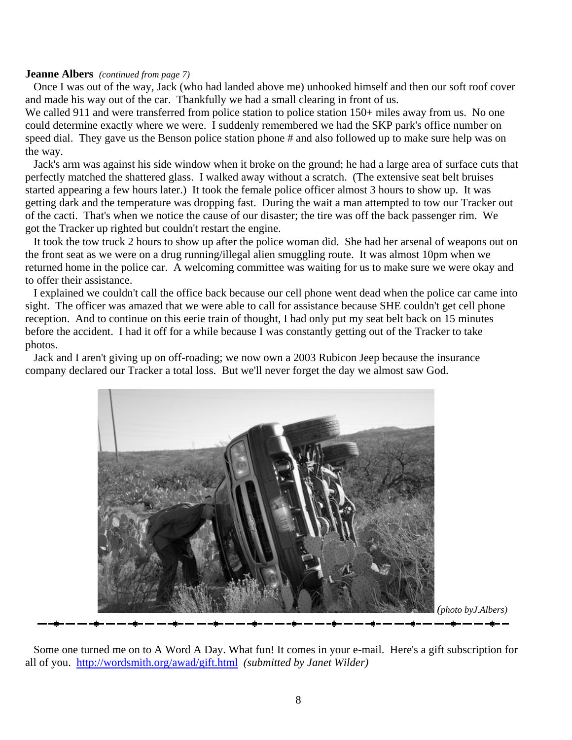**Jeanne Albers** *(continued from page 7)*

Once I was out of the way, Jack (who had landed above me) unhooked himself and then our soft roof cover and made his way out of the car. Thankfully we had a small clearing in front of us.
We called 911 and were transferred from police station to police station 150+ miles away from us. No one could determine exactly where we were. I suddenly remembered we had the SKP park's office number on speed dial. They gave us the Benson police station phone # and also followed up to make sure help was on the way.

Jack's arm was against his side window when it broke on the ground; he had a large area of surface cuts that perfectly matched the shattered glass. I walked away without a scratch. (The extensive seat belt bruises started appearing a few hours later.) It took the female police officer almost 3 hours to show up. It was getting dark and the temperature was dropping fast. During the wait a man attempted to tow our Tracker out of the cacti. That's when we notice the cause of our disaster; the tire was off the back passenger rim. We got the Tracker up righted but couldn't restart the engine.

It took the tow truck 2 hours to show up after the police woman did. She had her arsenal of weapons out on the front seat as we were on a drug running/illegal alien smuggling route. It was almost 10pm when we returned home in the police car. A welcoming committee was waiting for us to make sure we were okay and to offer their assistance.

I explained we couldn't call the office back because our cell phone went dead when the police car came into sight. The officer was amazed that we were able to call for assistance because SHE couldn't get cell phone reception. And to continue on this eerie train of thought, I had only put my seat belt back on 15 minutes before the accident. I had it off for a while because I was constantly getting out of the Tracker to take photos.

Jack and I aren't giving up on off-roading; we now own a 2003 Rubicon Jeep because the insurance company declared our Tracker a total loss. But we'll never forget the day we almost saw God.

*(photo byJ.Albers)*

---

Some one turned me on to A Word A Day. What fun! It comes in your e-mail. Here's a gift subscription for all of you. http://wordsmith.org/awad/gift.html *(submitted by Janet Wilder)*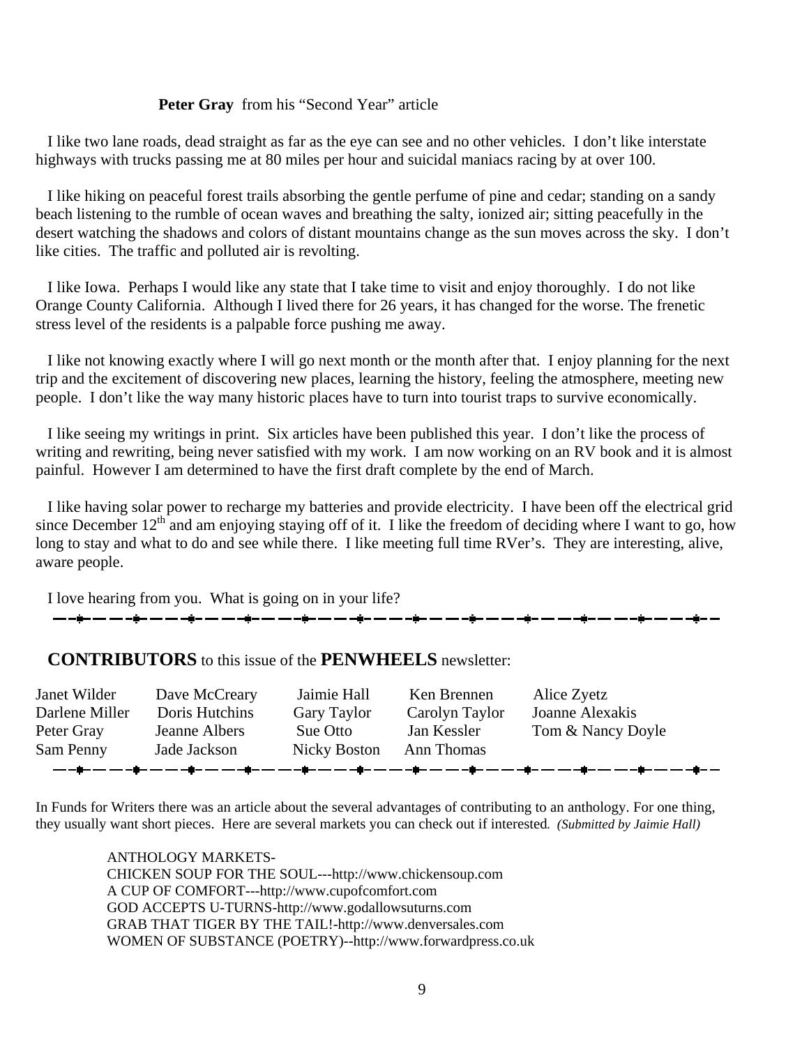**Peter Gray** from his "Second Year" article

I like two lane roads, dead straight as far as the eye can see and no other vehicles. I don't like interstate highways with trucks passing me at 80 miles per hour and suicidal maniacs racing by at over 100.

I like hiking on peaceful forest trails absorbing the gentle perfume of pine and cedar; standing on a sandy beach listening to the rumble of ocean waves and breathing the salty, ionized air; sitting peacefully in the desert watching the shadows and colors of distant mountains change as the sun moves across the sky. I don't like cities. The traffic and polluted air is revolting.

I like Iowa. Perhaps I would like any state that I take time to visit and enjoy thoroughly. I do not like Orange County California. Although I lived there for 26 years, it has changed for the worse. The frenetic stress level of the residents is a palpable force pushing me away.

I like not knowing exactly where I will go next month or the month after that. I enjoy planning for the next trip and the excitement of discovering new places, learning the history, feeling the atmosphere, meeting new people. I don't like the way many historic places have to turn into tourist traps to survive economically.

I like seeing my writings in print. Six articles have been published this year. I don't like the process of writing and rewriting, being never satisfied with my work. I am now working on an RV book and it is almost painful. However I am determined to have the first draft complete by the end of March.

I like having solar power to recharge my batteries and provide electricity. I have been off the electrical grid since December 12th and am enjoying staying off of it. I like the freedom of deciding where I want to go, how long to stay and what to do and see while there. I like meeting full time RVer's. They are interesting, alive, aware people.

I love hearing from you. What is going on in your life?

---

## CONTRIBUTORS to this issue of the PENWHEELS newsletter:

| | | | | |
|---|---|---|---|---|
| Janet Wilder | Dave McCreary | Jaimie Hall | Ken Brennen | Alice Zyetz |
| Darlene Miller | Doris Hutchins | Gary Taylor | Carolyn Taylor | Joanne Alexakis |
| Peter Gray | Jeanne Albers | Sue Otto | Jan Kessler | Tom & Nancy Doyle |
| Sam Penny | Jade Jackson | Nicky Boston | Ann Thomas | |

---

In Funds for Writers there was an article about the several advantages of contributing to an anthology. For one thing, they usually want short pieces. Here are several markets you can check out if interested. *(Submitted by Jaimie Hall)*

ANTHOLOGY MARKETS-
CHICKEN SOUP FOR THE SOUL---http://www.chickensoup.com
A CUP OF COMFORT---http://www.cupofcomfort.com
GOD ACCEPTS U-TURNS-http://www.godallowsuturns.com
GRAB THAT TIGER BY THE TAIL!-http://www.denversales.com
WOMEN OF SUBSTANCE (POETRY)--http://www.forwardpress.co.uk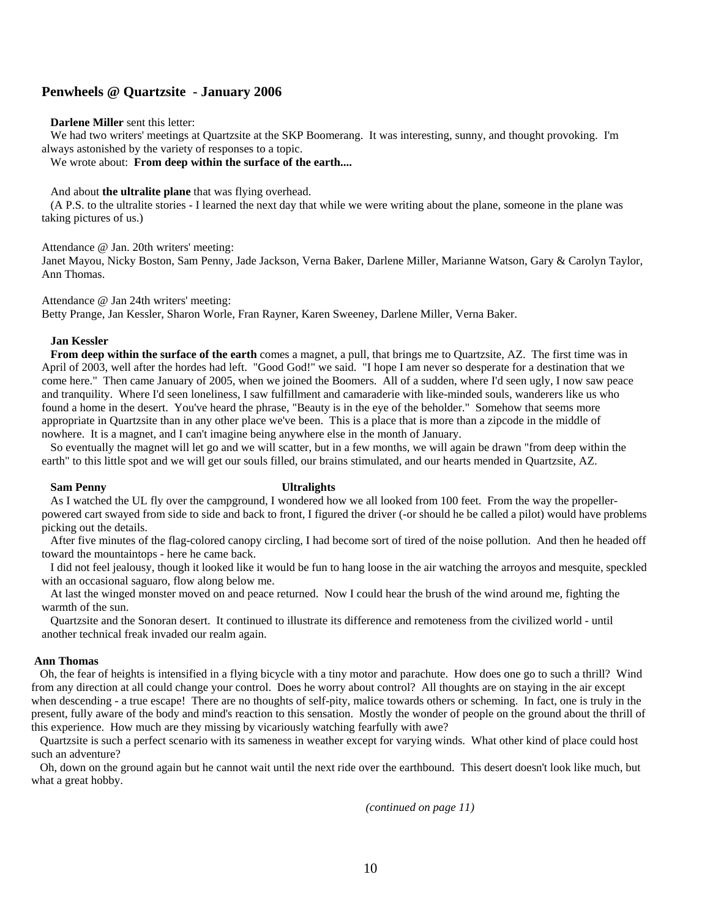## Penwheels @ Quartzsite - January 2006

**Darlene Miller** sent this letter:

We had two writers' meetings at Quartzsite at the SKP Boomerang. It was interesting, sunny, and thought provoking. I'm always astonished by the variety of responses to a topic.

We wrote about: **From deep within the surface of the earth....**

And about **the ultralite plane** that was flying overhead.

(A P.S. to the ultralite stories - I learned the next day that while we were writing about the plane, someone in the plane was taking pictures of us.)

Attendance @ Jan. 20th writers' meeting:
Janet Mayou, Nicky Boston, Sam Penny, Jade Jackson, Verna Baker, Darlene Miller, Marianne Watson, Gary & Carolyn Taylor, Ann Thomas.

Attendance @ Jan 24th writers' meeting:
Betty Prange, Jan Kessler, Sharon Worle, Fran Rayner, Karen Sweeney, Darlene Miller, Verna Baker.

**Jan Kessler**

**From deep within the surface of the earth** comes a magnet, a pull, that brings me to Quartzsite, AZ. The first time was in April of 2003, well after the hordes had left. "Good God!" we said. "I hope I am never so desperate for a destination that we come here." Then came January of 2005, when we joined the Boomers. All of a sudden, where I'd seen ugly, I now saw peace and tranquility. Where I'd seen loneliness, I saw fulfillment and camaraderie with like-minded souls, wanderers like us who found a home in the desert. You've heard the phrase, "Beauty is in the eye of the beholder." Somehow that seems more appropriate in Quartzsite than in any other place we've been. This is a place that is more than a zipcode in the middle of nowhere. It is a magnet, and I can't imagine being anywhere else in the month of January.

So eventually the magnet will let go and we will scatter, but in a few months, we will again be drawn "from deep within the earth" to this little spot and we will get our souls filled, our brains stimulated, and our hearts mended in Quartzsite, AZ.

**Sam Penny** **Ultralights**

As I watched the UL fly over the campground, I wondered how we all looked from 100 feet. From the way the propeller-powered cart swayed from side to side and back to front, I figured the driver (-or should he be called a pilot) would have problems picking out the details.

After five minutes of the flag-colored canopy circling, I had become sort of tired of the noise pollution. And then he headed off toward the mountaintops - here he came back.

I did not feel jealousy, though it looked like it would be fun to hang loose in the air watching the arroyos and mesquite, speckled with an occasional saguaro, flow along below me.

At last the winged monster moved on and peace returned. Now I could hear the brush of the wind around me, fighting the warmth of the sun.

Quartzsite and the Sonoran desert. It continued to illustrate its difference and remoteness from the civilized world - until another technical freak invaded our realm again.

**Ann Thomas**

Oh, the fear of heights is intensified in a flying bicycle with a tiny motor and parachute. How does one go to such a thrill? Wind from any direction at all could change your control. Does he worry about control? All thoughts are on staying in the air except when descending - a true escape! There are no thoughts of self-pity, malice towards others or scheming. In fact, one is truly in the present, fully aware of the body and mind's reaction to this sensation. Mostly the wonder of people on the ground about the thrill of this experience. How much are they missing by vicariously watching fearfully with awe?

Quartzsite is such a perfect scenario with its sameness in weather except for varying winds. What other kind of place could host such an adventure?

Oh, down on the ground again but he cannot wait until the next ride over the earthbound. This desert doesn't look like much, but what a great hobby.

*(continued on page 11)*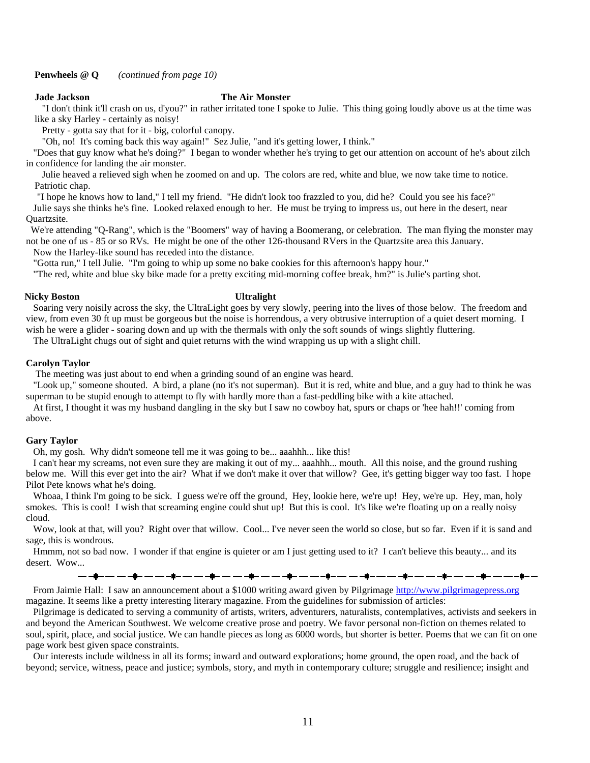**Penwheels @ Q** *(continued from page 10)*

**Jade Jackson** **The Air Monster**

"I don't think it'll crash on us, d'you?" in rather irritated tone I spoke to Julie. This thing going loudly above us at the time was like a sky Harley - certainly as noisy!

Pretty - gotta say that for it - big, colorful canopy.

"Oh, no! It's coming back this way again!" Sez Julie, "and it's getting lower, I think."

"Does that guy know what he's doing?" I began to wonder whether he's trying to get our attention on account of he's about zilch in confidence for landing the air monster.

Julie heaved a relieved sigh when he zoomed on and up. The colors are red, white and blue, we now take time to notice. Patriotic chap.

"I hope he knows how to land," I tell my friend. "He didn't look too frazzled to you, did he? Could you see his face?"

Julie says she thinks he's fine. Looked relaxed enough to her. He must be trying to impress us, out here in the desert, near Quartzsite.

We're attending "Q-Rang", which is the "Boomers" way of having a Boomerang, or celebration. The man flying the monster may not be one of us - 85 or so RVs. He might be one of the other 126-thousand RVers in the Quartzsite area this January.

Now the Harley-like sound has receded into the distance.

"Gotta run," I tell Julie. "I'm going to whip up some no bake cookies for this afternoon's happy hour."

"The red, white and blue sky bike made for a pretty exciting mid-morning coffee break, hm?" is Julie's parting shot.

**Nicky Boston** **Ultralight**

Soaring very noisily across the sky, the UltraLight goes by very slowly, peering into the lives of those below. The freedom and view, from even 30 ft up must be gorgeous but the noise is horrendous, a very obtrusive interruption of a quiet desert morning. I wish he were a glider - soaring down and up with the thermals with only the soft sounds of wings slightly fluttering.

The UltraLight chugs out of sight and quiet returns with the wind wrapping us up with a slight chill.

**Carolyn Taylor**

The meeting was just about to end when a grinding sound of an engine was heard.

"Look up," someone shouted. A bird, a plane (no it's not superman). But it is red, white and blue, and a guy had to think he was superman to be stupid enough to attempt to fly with hardly more than a fast-peddling bike with a kite attached.

At first, I thought it was my husband dangling in the sky but I saw no cowboy hat, spurs or chaps or 'hee hah!!' coming from above.

**Gary Taylor**

Oh, my gosh. Why didn't someone tell me it was going to be... aaahhh... like this!

I can't hear my screams, not even sure they are making it out of my... aaahhh... mouth. All this noise, and the ground rushing below me. Will this ever get into the air? What if we don't make it over that willow? Gee, it's getting bigger way too fast. I hope Pilot Pete knows what he's doing.

Whoaa, I think I'm going to be sick. I guess we're off the ground, Hey, lookie here, we're up! Hey, we're up. Hey, man, holy smokes. This is cool! I wish that screaming engine could shut up! But this is cool. It's like we're floating up on a really noisy cloud.

Wow, look at that, will you? Right over that willow. Cool... I've never seen the world so close, but so far. Even if it is sand and sage, this is wondrous.

Hmmm, not so bad now. I wonder if that engine is quieter or am I just getting used to it? I can't believe this beauty... and its desert. Wow...

---

From Jaimie Hall: I saw an announcement about a $1000 writing award given by Pilgrimage http://www.pilgrimagepress.org magazine. It seems like a pretty interesting literary magazine. From the guidelines for submission of articles:

Pilgrimage is dedicated to serving a community of artists, writers, adventurers, naturalists, contemplatives, activists and seekers in and beyond the American Southwest. We welcome creative prose and poetry. We favor personal non-fiction on themes related to soul, spirit, place, and social justice. We can handle pieces as long as 6000 words, but shorter is better. Poems that we can fit on one page work best given space constraints.

Our interests include wildness in all its forms; inward and outward explorations; home ground, the open road, and the back of beyond; service, witness, peace and justice; symbols, story, and myth in contemporary culture; struggle and resilience; insight and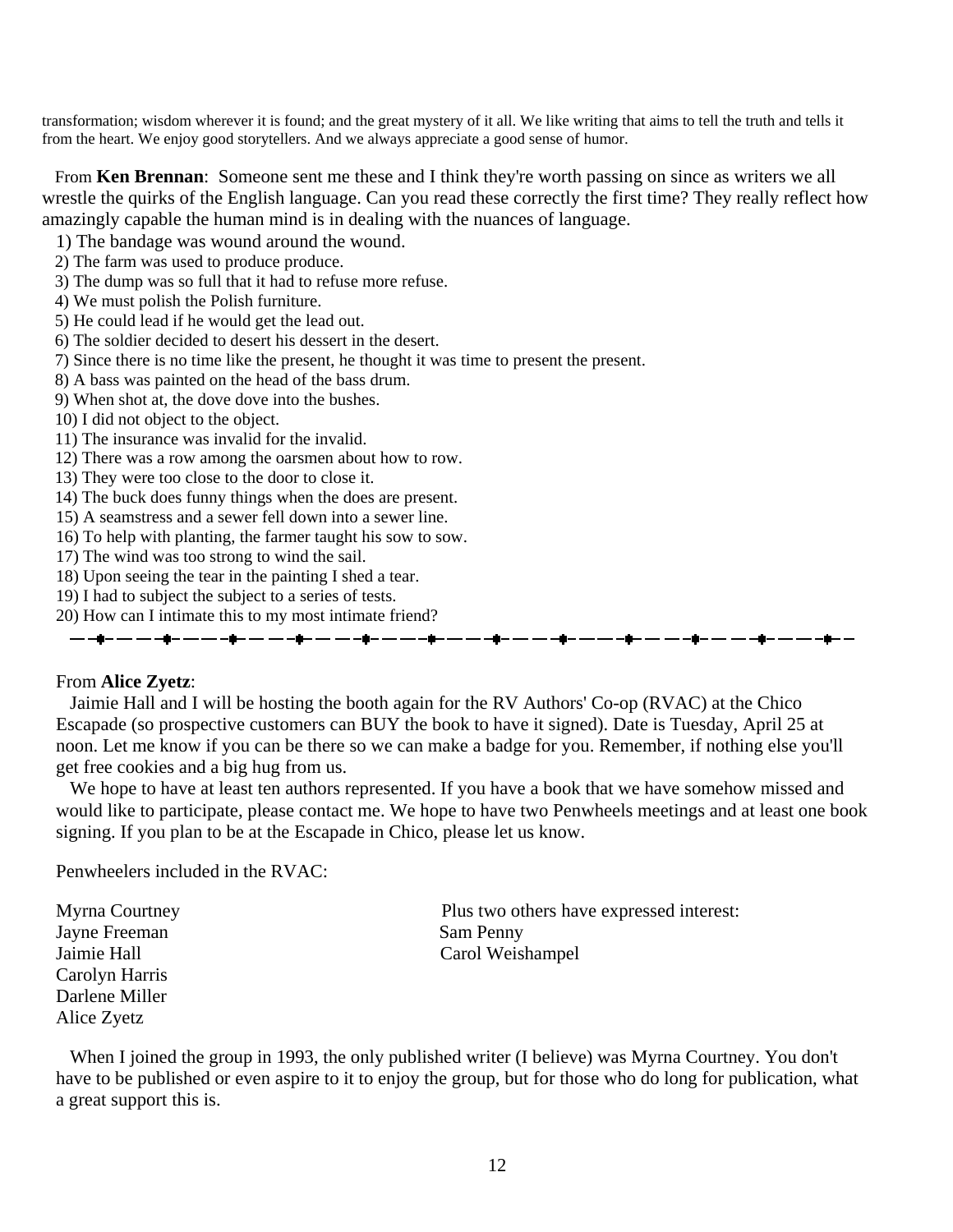transformation; wisdom wherever it is found; and the great mystery of it all. We like writing that aims to tell the truth and tells it from the heart. We enjoy good storytellers. And we always appreciate a good sense of humor.

From **Ken Brennan**: Someone sent me these and I think they're worth passing on since as writers we all wrestle the quirks of the English language. Can you read these correctly the first time? They really reflect how amazingly capable the human mind is in dealing with the nuances of language.

1) The bandage was wound around the wound.
2) The farm was used to produce produce.
3) The dump was so full that it had to refuse more refuse.
4) We must polish the Polish furniture.
5) He could lead if he would get the lead out.
6) The soldier decided to desert his dessert in the desert.
7) Since there is no time like the present, he thought it was time to present the present.
8) A bass was painted on the head of the bass drum.
9) When shot at, the dove dove into the bushes.
10) I did not object to the object.
11) The insurance was invalid for the invalid.
12) There was a row among the oarsmen about how to row.
13) They were too close to the door to close it.
14) The buck does funny things when the does are present.
15) A seamstress and a sewer fell down into a sewer line.
16) To help with planting, the farmer taught his sow to sow.
17) The wind was too strong to wind the sail.
18) Upon seeing the tear in the painting I shed a tear.
19) I had to subject the subject to a series of tests.
20) How can I intimate this to my most intimate friend?

---

From **Alice Zyetz**:

Jaimie Hall and I will be hosting the booth again for the RV Authors' Co-op (RVAC) at the Chico Escapade (so prospective customers can BUY the book to have it signed). Date is Tuesday, April 25 at noon. Let me know if you can be there so we can make a badge for you. Remember, if nothing else you'll get free cookies and a big hug from us.

We hope to have at least ten authors represented. If you have a book that we have somehow missed and would like to participate, please contact me. We hope to have two Penwheels meetings and at least one book signing. If you plan to be at the Escapade in Chico, please let us know.

Penwheelers included in the RVAC:

Myrna Courtney
Jayne Freeman
Jaimie Hall
Carolyn Harris
Darlene Miller
Alice Zyetz

Plus two others have expressed interest:
Sam Penny
Carol Weishampel

When I joined the group in 1993, the only published writer (I believe) was Myrna Courtney. You don't have to be published or even aspire to it to enjoy the group, but for those who do long for publication, what a great support this is.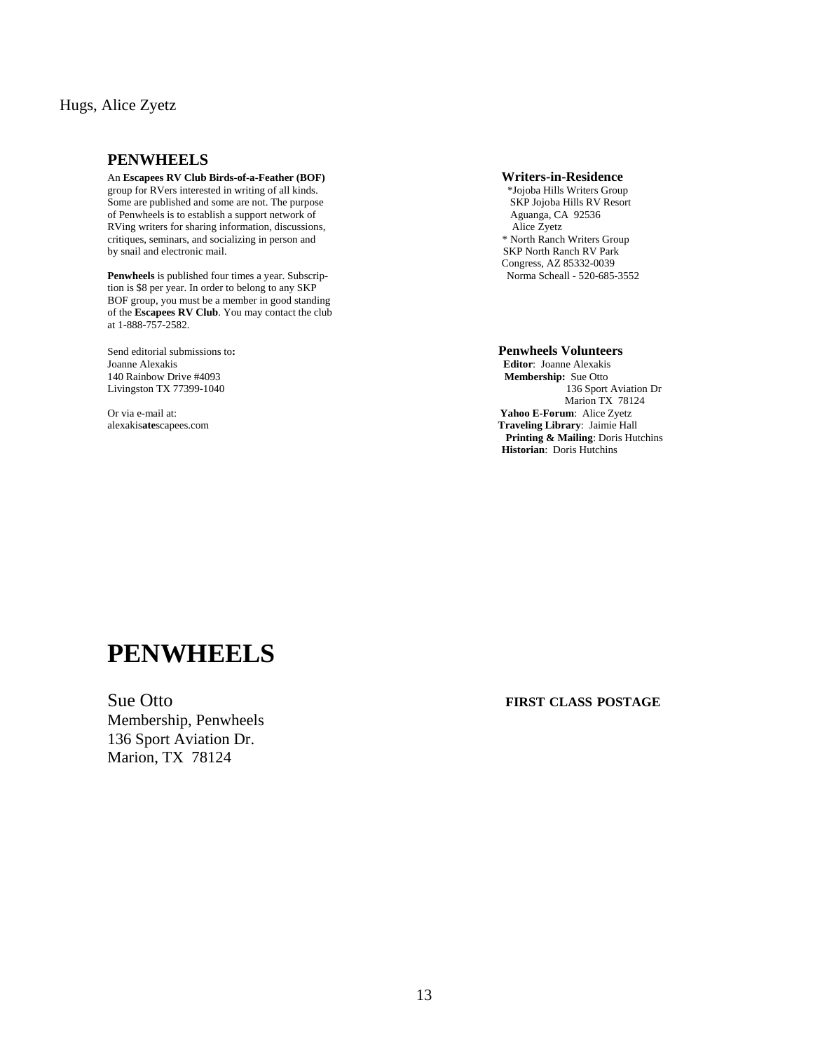Hugs, Alice Zyetz

## PENWHEELS

An **Escapees RV Club Birds-of-a-Feather (BOF)** group for RVers interested in writing of all kinds. Some are published and some are not. The purpose of Penwheels is to establish a support network of RVing writers for sharing information, discussions, critiques, seminars, and socializing in person and by snail and electronic mail.

**Penwheels** is published four times a year. Subscription is $8 per year. In order to belong to any SKP BOF group, you must be a member in good standing of the **Escapees RV Club**. You may contact the club at 1-888-757-2582.

Send editorial submissions to**:**
Joanne Alexakis
140 Rainbow Drive #4093
Livingston TX 77399-1040

Or via e-mail at:
alexakis**ate**scapees.com

### Writers-in-Residence

*Jojoba Hills Writers Group
SKP Jojoba Hills RV Resort
Aguanga, CA 92536
Alice Zyetz

* North Ranch Writers Group
SKP North Ranch RV Park
Congress, AZ 85332-0039
Norma Scheall - 520-685-3552

### Penwheels Volunteers

**Editor**: Joanne Alexakis
**Membership:** Sue Otto
136 Sport Aviation Dr
Marion TX 78124
**Yahoo E-Forum**: Alice Zyetz
**Traveling Library**: Jaimie Hall
**Printing & Mailing**: Doris Hutchins
**Historian**: Doris Hutchins

# PENWHEELS

Sue Otto
Membership, Penwheels
136 Sport Aviation Dr.
Marion, TX 78124

**FIRST CLASS POSTAGE**